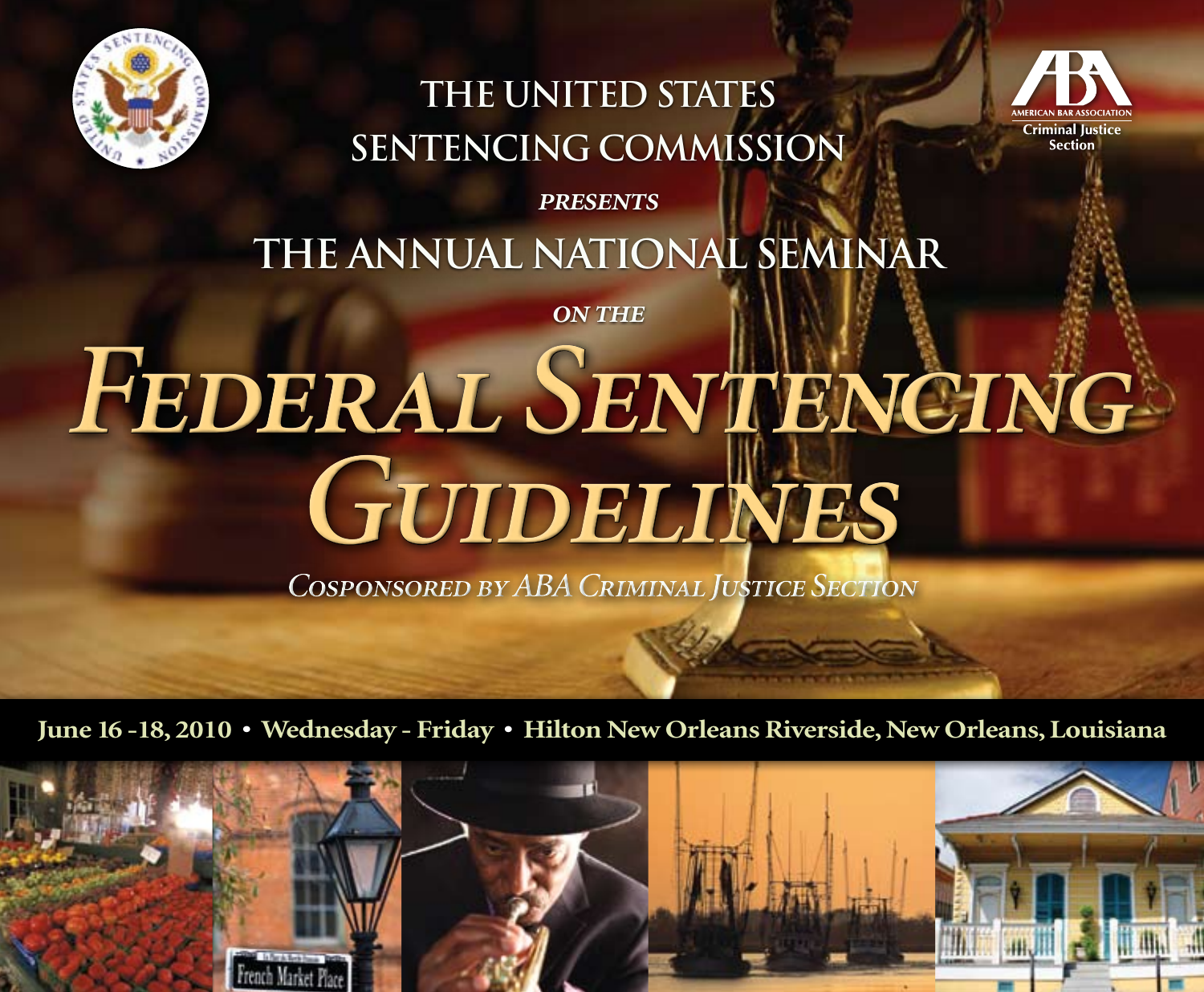THE UNITED STATES SENTENCING COMMISSION

*PRESENTS*

THE ANNUAL NATIONAL SEMINAR

*ON THE*

# *FEDERAL SENTENCING GUIDELINES*

*COSPONSORED BY ABA CRIMINAL JUSTICE SECTION*

American Bar Association Criminal Justice Section

**June 16 -18, 2010 • Wednesday - Friday • Hilton New Orleans Riverside, New Orleans, Louisiana**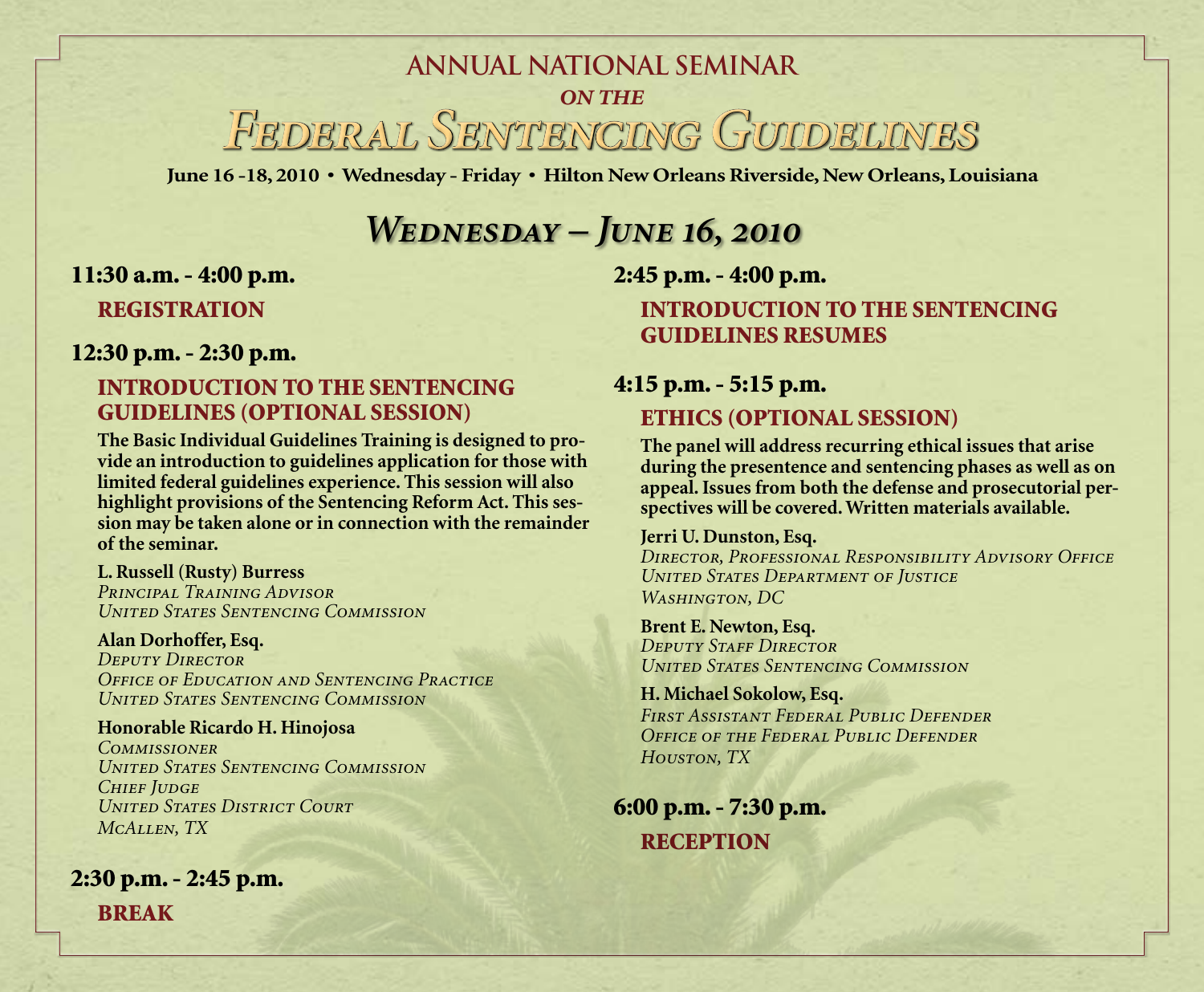# Annual National Seminar on the Federal Sentencing Guidelines

**June 16 -18, 2010 • Wednesday - Friday • Hilton New Orleans Riverside, New Orleans, Louisiana**

## *Wednesday – June 16, 2010*

### 11:30 a.m. - 4:00 p.m.

**REGISTRATION**

### 12:30 p.m. - 2:30 p.m.

**INTRODUCTION TO THE SENTENCING GUIDELINES (OPTIONAL SESSION)**

**The Basic Individual Guidelines Training is designed to provide an introduction to guidelines application for those with limited federal guidelines experience. This session will also highlight provisions of the Sentencing Reform Act. This session may be taken alone or in connection with the remainder of the seminar.**

**L. Russell (Rusty) Burress**
*Principal Training Advisor*
*United States Sentencing Commission*

**Alan Dorhoffer, Esq.**
*Deputy Director*
*Office of Education and Sentencing Practice*
*United States Sentencing Commission*

**Honorable Ricardo H. Hinojosa**
*Commissioner*
*United States Sentencing Commission*
*Chief Judge*
*United States District Court*
*McAllen, TX*

### 2:30 p.m. - 2:45 p.m.

**BREAK**

### 2:45 p.m. - 4:00 p.m.

**INTRODUCTION TO THE SENTENCING GUIDELINES RESUMES**

### 4:15 p.m. - 5:15 p.m.

**ETHICS (OPTIONAL SESSION)**

**The panel will address recurring ethical issues that arise during the presentence and sentencing phases as well as on appeal. Issues from both the defense and prosecutorial perspectives will be covered. Written materials available.**

**Jerri U. Dunston, Esq.**
*Director, Professional Responsibility Advisory Office*
*United States Department of Justice*
*Washington, DC*

**Brent E. Newton, Esq.**
*Deputy Staff Director*
*United States Sentencing Commission*

**H. Michael Sokolow, Esq.**
*First Assistant Federal Public Defender*
*Office of the Federal Public Defender*
*Houston, TX*

### 6:00 p.m. - 7:30 p.m.

**RECEPTION**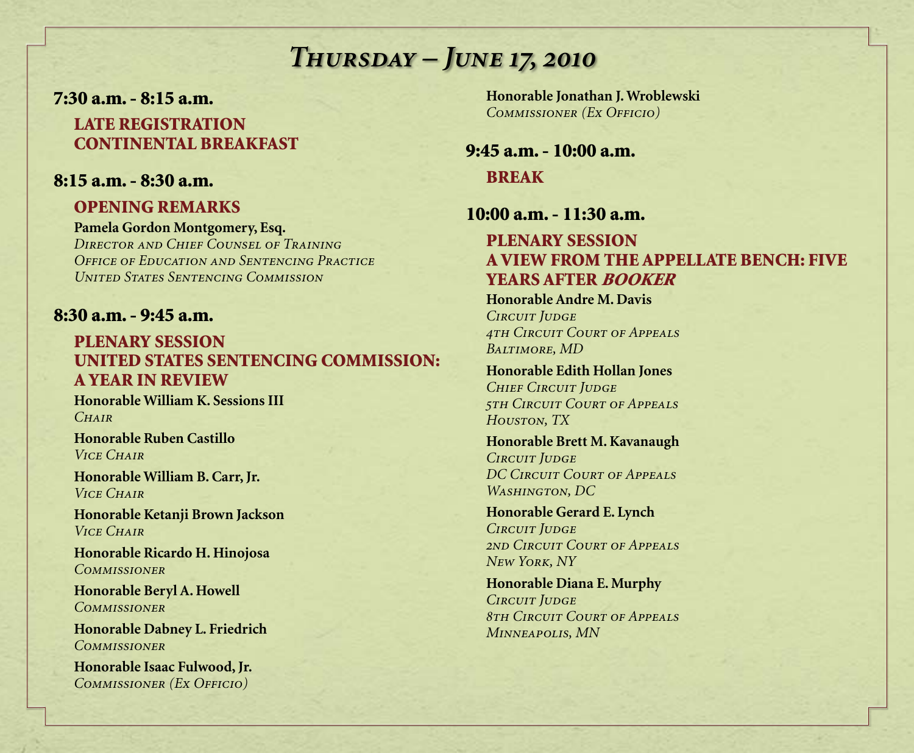# *Thursday – June 17, 2010*

**7:30 a.m. - 8:15 a.m.**

**LATE REGISTRATION**
**CONTINENTAL BREAKFAST**

**8:15 a.m. - 8:30 a.m.**

**OPENING REMARKS**

**Pamela Gordon Montgomery, Esq.**
*Director and Chief Counsel of Training*
*Office of Education and Sentencing Practice*
*United States Sentencing Commission*

**8:30 a.m. - 9:45 a.m.**

**PLENARY SESSION**
**UNITED STATES SENTENCING COMMISSION: A YEAR IN REVIEW**

**Honorable William K. Sessions III**
*Chair*

**Honorable Ruben Castillo**
*Vice Chair*

**Honorable William B. Carr, Jr.**
*Vice Chair*

**Honorable Ketanji Brown Jackson**
*Vice Chair*

**Honorable Ricardo H. Hinojosa**
*Commissioner*

**Honorable Beryl A. Howell**
*Commissioner*

**Honorable Dabney L. Friedrich**
*Commissioner*

**Honorable Isaac Fulwood, Jr.**
*Commissioner (Ex Officio)*

**Honorable Jonathan J. Wroblewski**
*Commissioner (Ex Officio)*

**9:45 a.m. - 10:00 a.m.**

**BREAK**

**10:00 a.m. - 11:30 a.m.**

**PLENARY SESSION**
**A VIEW FROM THE APPELLATE BENCH: FIVE YEARS AFTER *BOOKER***

**Honorable Andre M. Davis**
*Circuit Judge*
*4th Circuit Court of Appeals*
*Baltimore, MD*

**Honorable Edith Hollan Jones**
*Chief Circuit Judge*
*5th Circuit Court of Appeals*
*Houston, TX*

**Honorable Brett M. Kavanaugh**
*Circuit Judge*
*DC Circuit Court of Appeals*
*Washington, DC*

**Honorable Gerard E. Lynch**
*Circuit Judge*
*2nd Circuit Court of Appeals*
*New York, NY*

**Honorable Diana E. Murphy**
*Circuit Judge*
*8th Circuit Court of Appeals*
*Minneapolis, MN*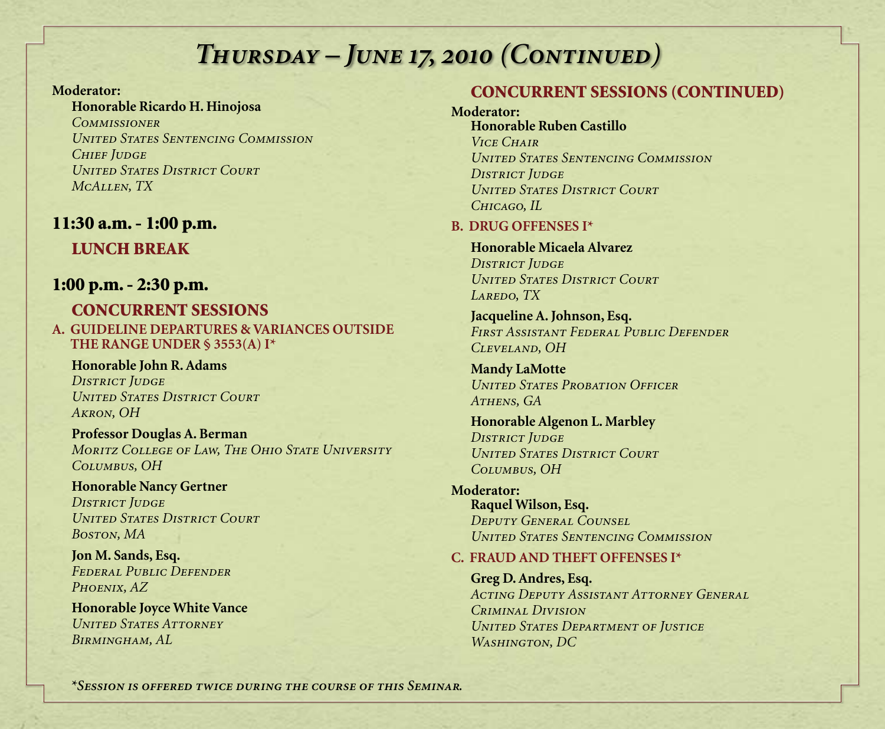# *Thursday – June 17, 2010 (Continued)*

**Moderator:**

**Honorable Ricardo H. Hinojosa**
*Commissioner*
*United States Sentencing Commission*
*Chief Judge*
*United States District Court*
*McAllen, TX*

## 11:30 a.m. - 1:00 p.m.

### LUNCH BREAK

## 1:00 p.m. - 2:30 p.m.

### CONCURRENT SESSIONS

#### A. GUIDELINE DEPARTURES & VARIANCES OUTSIDE THE RANGE UNDER § 3553(A) I*

**Honorable John R. Adams**
*District Judge*
*United States District Court*
*Akron, OH*

**Professor Douglas A. Berman**
*Moritz College of Law, The Ohio State University*
*Columbus, OH*

**Honorable Nancy Gertner**
*District Judge*
*United States District Court*
*Boston, MA*

**Jon M. Sands, Esq.**
*Federal Public Defender*
*Phoenix, AZ*

**Honorable Joyce White Vance**
*United States Attorney*
*Birmingham, AL*

### CONCURRENT SESSIONS (CONTINUED)

**Moderator:**

**Honorable Ruben Castillo**
*Vice Chair*
*United States Sentencing Commission*
*District Judge*
*United States District Court*
*Chicago, IL*

#### B. DRUG OFFENSES I*

**Honorable Micaela Alvarez**
*District Judge*
*United States District Court*
*Laredo, TX*

**Jacqueline A. Johnson, Esq.**
*First Assistant Federal Public Defender*
*Cleveland, OH*

**Mandy LaMotte**
*United States Probation Officer*
*Athens, GA*

**Honorable Algenon L. Marbley**
*District Judge*
*United States District Court*
*Columbus, OH*

**Moderator:**

**Raquel Wilson, Esq.**
*Deputy General Counsel*
*United States Sentencing Commission*

#### C. FRAUD AND THEFT OFFENSES I*

**Greg D. Andres, Esq.**
*Acting Deputy Assistant Attorney General*
*Criminal Division*
*United States Department of Justice*
*Washington, DC*

**Session is offered twice during the course of this Seminar.*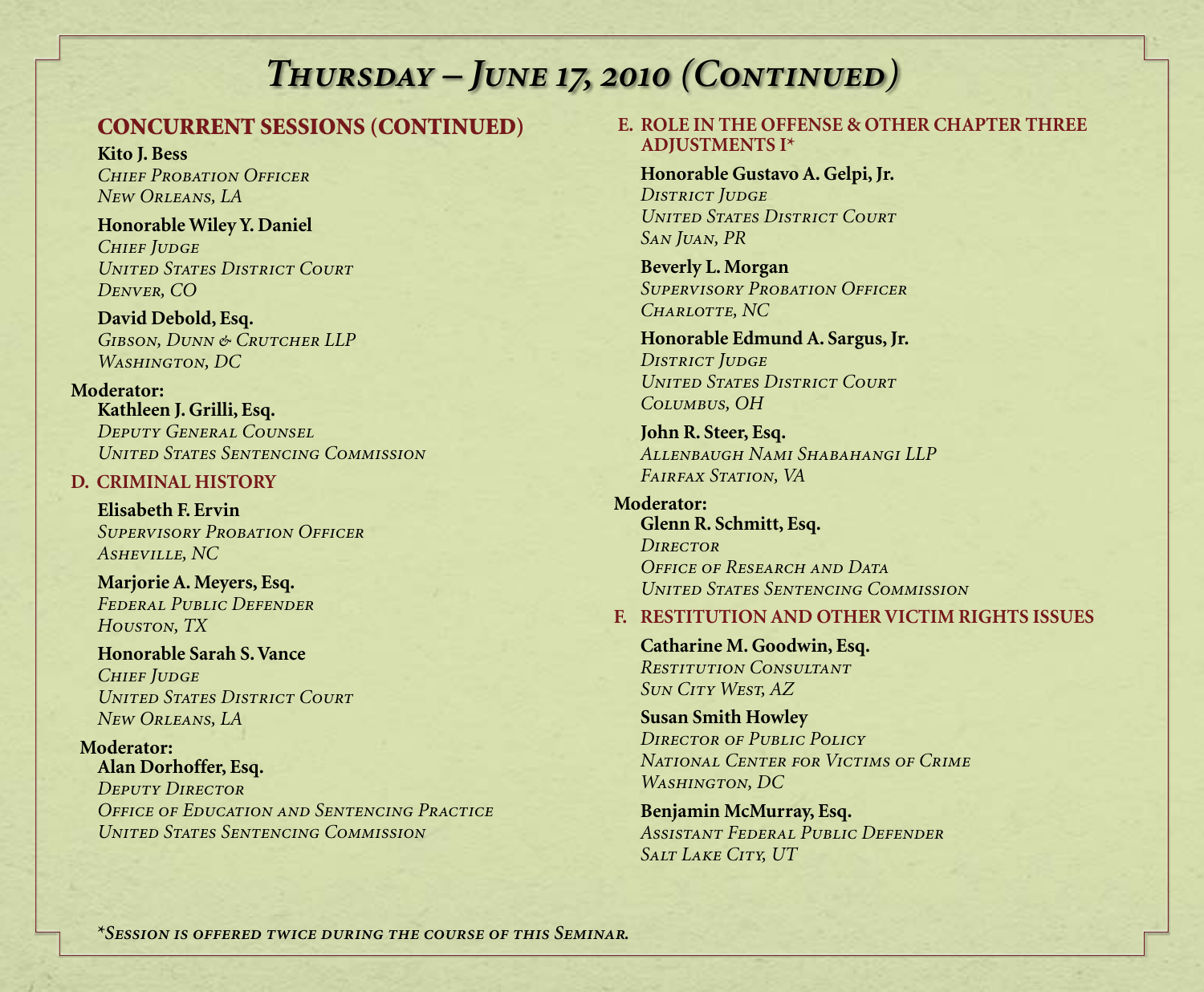# *Thursday – June 17, 2010 (Continued)*

## CONCURRENT SESSIONS (CONTINUED)

**Kito J. Bess**
*Chief Probation Officer*
*New Orleans, LA*

**Honorable Wiley Y. Daniel**
*Chief Judge*
*United States District Court*
*Denver, CO*

**David Debold, Esq.**
*Gibson, Dunn & Crutcher LLP*
*Washington, DC*

**Moderator:**
**Kathleen J. Grilli, Esq.**
*Deputy General Counsel*
*United States Sentencing Commission*

### D. CRIMINAL HISTORY

**Elisabeth F. Ervin**
*Supervisory Probation Officer*
*Asheville, NC*

**Marjorie A. Meyers, Esq.**
*Federal Public Defender*
*Houston, TX*

**Honorable Sarah S. Vance**
*Chief Judge*
*United States District Court*
*New Orleans, LA*

**Moderator:**
**Alan Dorhoffer, Esq.**
*Deputy Director*
*Office of Education and Sentencing Practice*
*United States Sentencing Commission*

### E. ROLE IN THE OFFENSE & OTHER CHAPTER THREE ADJUSTMENTS I*

**Honorable Gustavo A. Gelpi, Jr.**
*District Judge*
*United States District Court*
*San Juan, PR*

**Beverly L. Morgan**
*Supervisory Probation Officer*
*Charlotte, NC*

**Honorable Edmund A. Sargus, Jr.**
*District Judge*
*United States District Court*
*Columbus, OH*

**John R. Steer, Esq.**
*Allenbaugh Nami Shabahangi LLP*
*Fairfax Station, VA*

**Moderator:**
**Glenn R. Schmitt, Esq.**
*Director*
*Office of Research and Data*
*United States Sentencing Commission*

### F. RESTITUTION AND OTHER VICTIM RIGHTS ISSUES

**Catharine M. Goodwin, Esq.**
*Restitution Consultant*
*Sun City West, AZ*

**Susan Smith Howley**
*Director of Public Policy*
*National Center for Victims of Crime*
*Washington, DC*

**Benjamin McMurray, Esq.**
*Assistant Federal Public Defender*
*Salt Lake City, UT*

*\*Session is offered twice during the course of this Seminar.*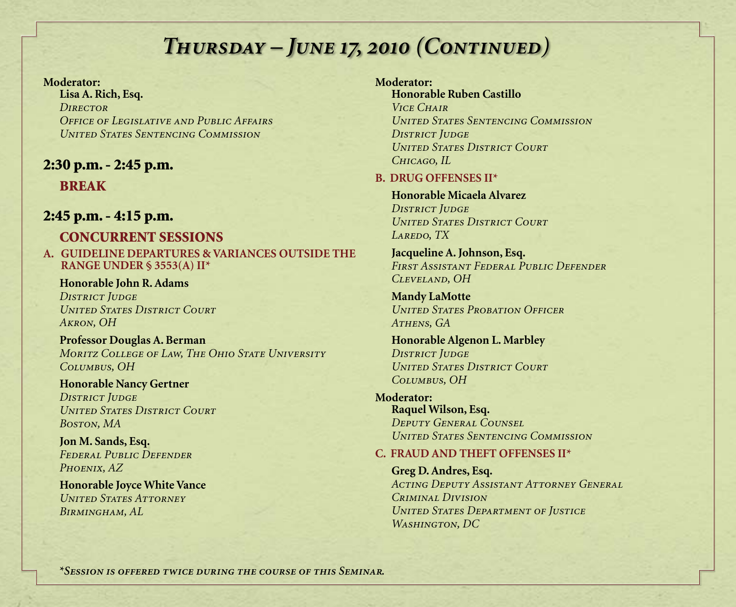# *Thursday – June 17, 2010 (Continued)*

**Moderator:**
**Lisa A. Rich, Esq.**
*Director*
*Office of Legislative and Public Affairs*
*United States Sentencing Commission*

## 2:30 p.m. - 2:45 p.m.

### BREAK

## 2:45 p.m. - 4:15 p.m.

### CONCURRENT SESSIONS

**A. GUIDELINE DEPARTURES & VARIANCES OUTSIDE THE RANGE UNDER § 3553(A) II***

**Honorable John R. Adams**
*District Judge*
*United States District Court*
*Akron, OH*

**Professor Douglas A. Berman**
*Moritz College of Law, The Ohio State University*
*Columbus, OH*

**Honorable Nancy Gertner**
*District Judge*
*United States District Court*
*Boston, MA*

**Jon M. Sands, Esq.**
*Federal Public Defender*
*Phoenix, AZ*

**Honorable Joyce White Vance**
*United States Attorney*
*Birmingham, AL*

**Moderator:**
**Honorable Ruben Castillo**
*Vice Chair*
*United States Sentencing Commission*
*District Judge*
*United States District Court*
*Chicago, IL*

**B. DRUG OFFENSES II***

**Honorable Micaela Alvarez**
*District Judge*
*United States District Court*
*Laredo, TX*

**Jacqueline A. Johnson, Esq.**
*First Assistant Federal Public Defender*
*Cleveland, OH*

**Mandy LaMotte**
*United States Probation Officer*
*Athens, GA*

**Honorable Algenon L. Marbley**
*District Judge*
*United States District Court*
*Columbus, OH*

**Moderator:**
**Raquel Wilson, Esq.**
*Deputy General Counsel*
*United States Sentencing Commission*

**C. FRAUD AND THEFT OFFENSES II***

**Greg D. Andres, Esq.**
*Acting Deputy Assistant Attorney General*
*Criminal Division*
*United States Department of Justice*
*Washington, DC*

**Session is offered twice during the course of this Seminar.*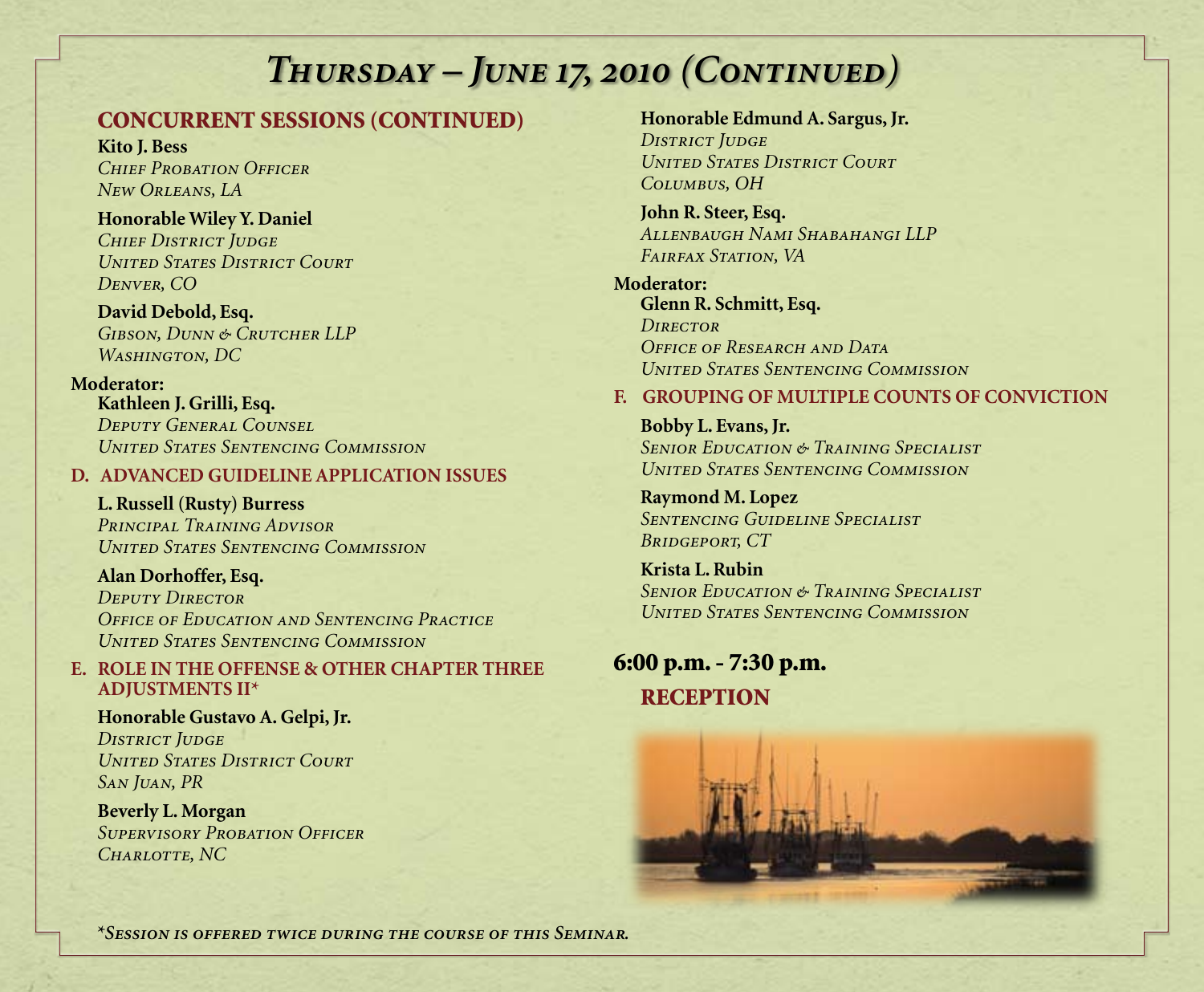# *Thursday – June 17, 2010 (Continued)*

## CONCURRENT SESSIONS (CONTINUED)

**Kito J. Bess**
*Chief Probation Officer*
*New Orleans, LA*

**Honorable Wiley Y. Daniel**
*Chief District Judge*
*United States District Court*
*Denver, CO*

**David Debold, Esq.**
*Gibson, Dunn & Crutcher LLP*
*Washington, DC*

**Moderator:**
**Kathleen J. Grilli, Esq.**
*Deputy General Counsel*
*United States Sentencing Commission*

### D. ADVANCED GUIDELINE APPLICATION ISSUES

**L. Russell (Rusty) Burress**
*Principal Training Advisor*
*United States Sentencing Commission*

**Alan Dorhoffer, Esq.**
*Deputy Director*
*Office of Education and Sentencing Practice*
*United States Sentencing Commission*

### E. ROLE IN THE OFFENSE & OTHER CHAPTER THREE ADJUSTMENTS II*

**Honorable Gustavo A. Gelpi, Jr.**
*District Judge*
*United States District Court*
*San Juan, PR*

**Beverly L. Morgan**
*Supervisory Probation Officer*
*Charlotte, NC*

**Honorable Edmund A. Sargus, Jr.**
*District Judge*
*United States District Court*
*Columbus, OH*

**John R. Steer, Esq.**
*Allenbaugh Nami Shabahangi LLP*
*Fairfax Station, VA*

**Moderator:**
**Glenn R. Schmitt, Esq.**
*Director*
*Office of Research and Data*
*United States Sentencing Commission*

### F. GROUPING OF MULTIPLE COUNTS OF CONVICTION

**Bobby L. Evans, Jr.**
*Senior Education & Training Specialist*
*United States Sentencing Commission*

**Raymond M. Lopez**
*Sentencing Guideline Specialist*
*Bridgeport, CT*

**Krista L. Rubin**
*Senior Education & Training Specialist*
*United States Sentencing Commission*

## 6:00 p.m. - 7:30 p.m.

### RECEPTION

**Session is offered twice during the course of this Seminar.*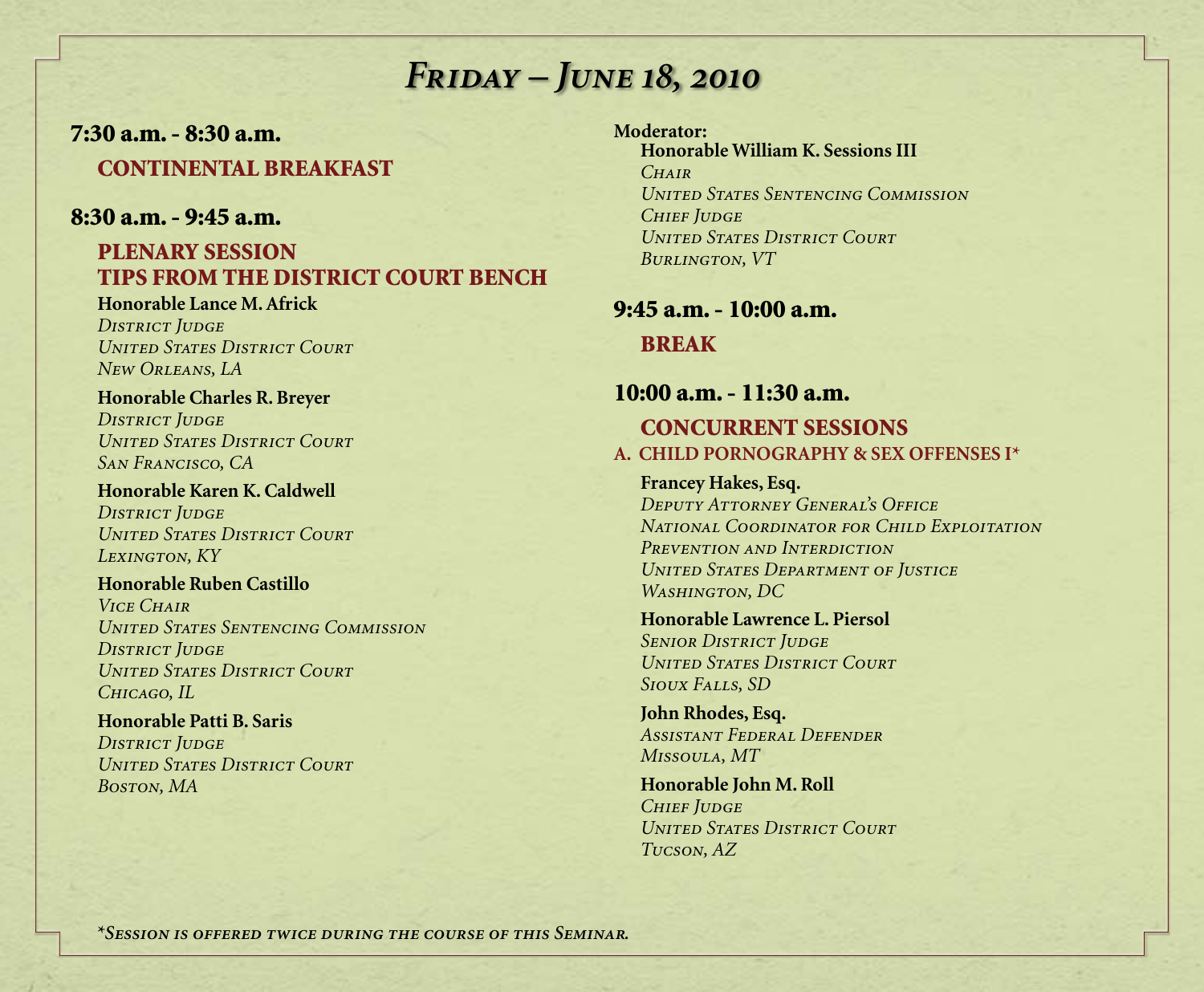# *Friday – June 18, 2010*

**7:30 a.m. - 8:30 a.m.**

## CONTINENTAL BREAKFAST

**8:30 a.m. - 9:45 a.m.**

## PLENARY SESSION
## TIPS FROM THE DISTRICT COURT BENCH

**Honorable Lance M. Africk**
*District Judge*
*United States District Court*
*New Orleans, LA*

**Honorable Charles R. Breyer**
*District Judge*
*United States District Court*
*San Francisco, CA*

**Honorable Karen K. Caldwell**
*District Judge*
*United States District Court*
*Lexington, KY*

**Honorable Ruben Castillo**
*Vice Chair*
*United States Sentencing Commission*
*District Judge*
*United States District Court*
*Chicago, IL*

**Honorable Patti B. Saris**
*District Judge*
*United States District Court*
*Boston, MA*

**Moderator:**

**Honorable William K. Sessions III**
*Chair*
*United States Sentencing Commission*
*Chief Judge*
*United States District Court*
*Burlington, VT*

**9:45 a.m. - 10:00 a.m.**

## BREAK

**10:00 a.m. - 11:30 a.m.**

## CONCURRENT SESSIONS

### A. CHILD PORNOGRAPHY & SEX OFFENSES I*

**Francey Hakes, Esq.**
*Deputy Attorney General's Office*
*National Coordinator for Child Exploitation Prevention and Interdiction*
*United States Department of Justice*
*Washington, DC*

**Honorable Lawrence L. Piersol**
*Senior District Judge*
*United States District Court*
*Sioux Falls, SD*

**John Rhodes, Esq.**
*Assistant Federal Defender*
*Missoula, MT*

**Honorable John M. Roll**
*Chief Judge*
*United States District Court*
*Tucson, AZ*

*\*Session is offered twice during the course of this Seminar.*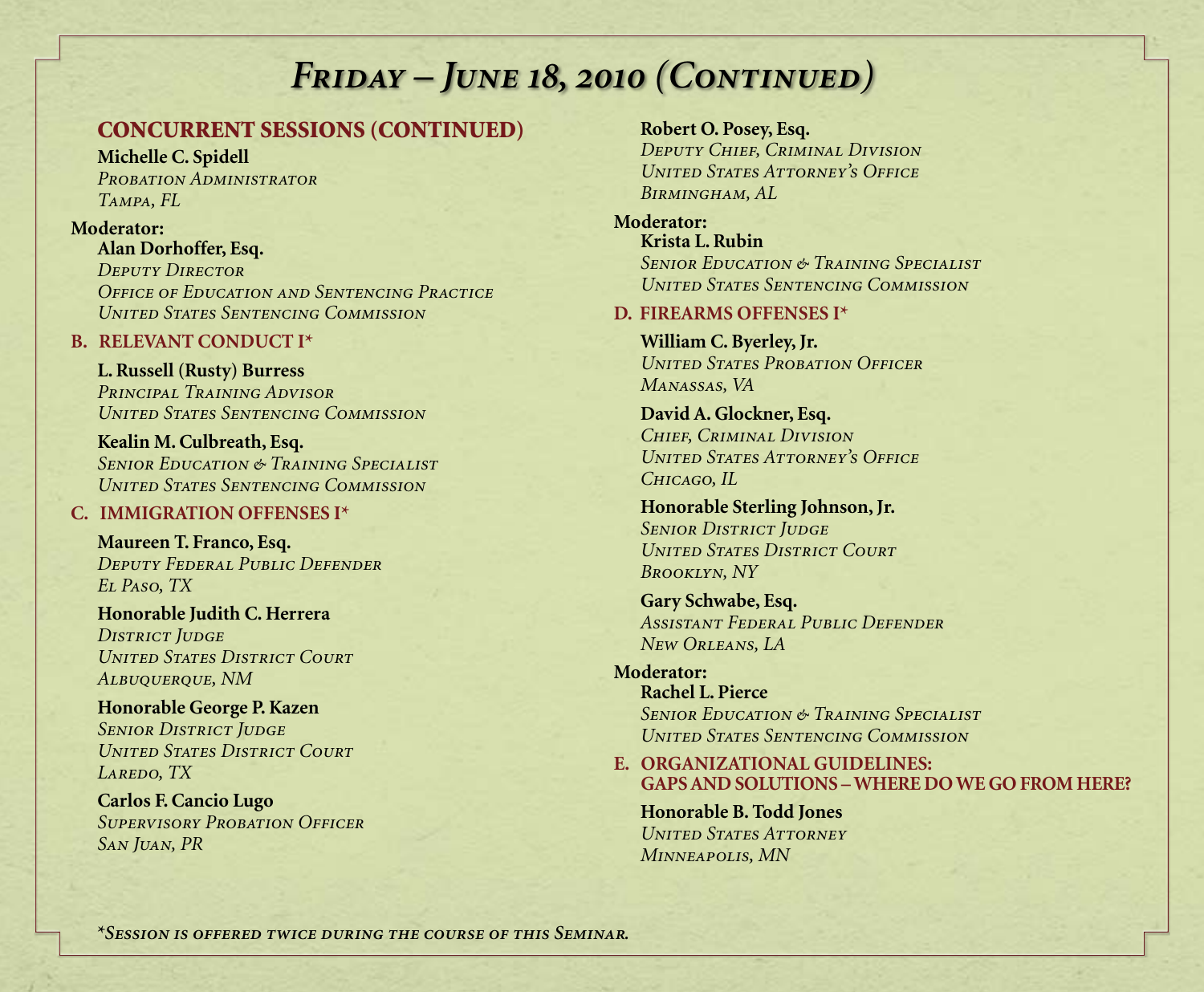# *Friday – June 18, 2010 (Continued)*

## CONCURRENT SESSIONS (CONTINUED)

**Michelle C. Spidell**
*Probation Administrator*
*Tampa, FL*

**Moderator:**
**Alan Dorhoffer, Esq.**
*Deputy Director*
*Office of Education and Sentencing Practice*
*United States Sentencing Commission*

### B. RELEVANT CONDUCT I*

**L. Russell (Rusty) Burress**
*Principal Training Advisor*
*United States Sentencing Commission*

**Kealin M. Culbreath, Esq.**
*Senior Education & Training Specialist*
*United States Sentencing Commission*

### C. IMMIGRATION OFFENSES I*

**Maureen T. Franco, Esq.**
*Deputy Federal Public Defender*
*El Paso, TX*

**Honorable Judith C. Herrera**
*District Judge*
*United States District Court*
*Albuquerque, NM*

**Honorable George P. Kazen**
*Senior District Judge*
*United States District Court*
*Laredo, TX*

**Carlos F. Cancio Lugo**
*Supervisory Probation Officer*
*San Juan, PR*

**Robert O. Posey, Esq.**
*Deputy Chief, Criminal Division*
*United States Attorney's Office*
*Birmingham, AL*

**Moderator:**
**Krista L. Rubin**
*Senior Education & Training Specialist*
*United States Sentencing Commission*

### D. FIREARMS OFFENSES I*

**William C. Byerley, Jr.**
*United States Probation Officer*
*Manassas, VA*

**David A. Glockner, Esq.**
*Chief, Criminal Division*
*United States Attorney's Office*
*Chicago, IL*

**Honorable Sterling Johnson, Jr.**
*Senior District Judge*
*United States District Court*
*Brooklyn, NY*

**Gary Schwabe, Esq.**
*Assistant Federal Public Defender*
*New Orleans, LA*

**Moderator:**
**Rachel L. Pierce**
*Senior Education & Training Specialist*
*United States Sentencing Commission*

### E. ORGANIZATIONAL GUIDELINES: GAPS AND SOLUTIONS – WHERE DO WE GO FROM HERE?

**Honorable B. Todd Jones**
*United States Attorney*
*Minneapolis, MN*

**Session is offered twice during the course of this Seminar.*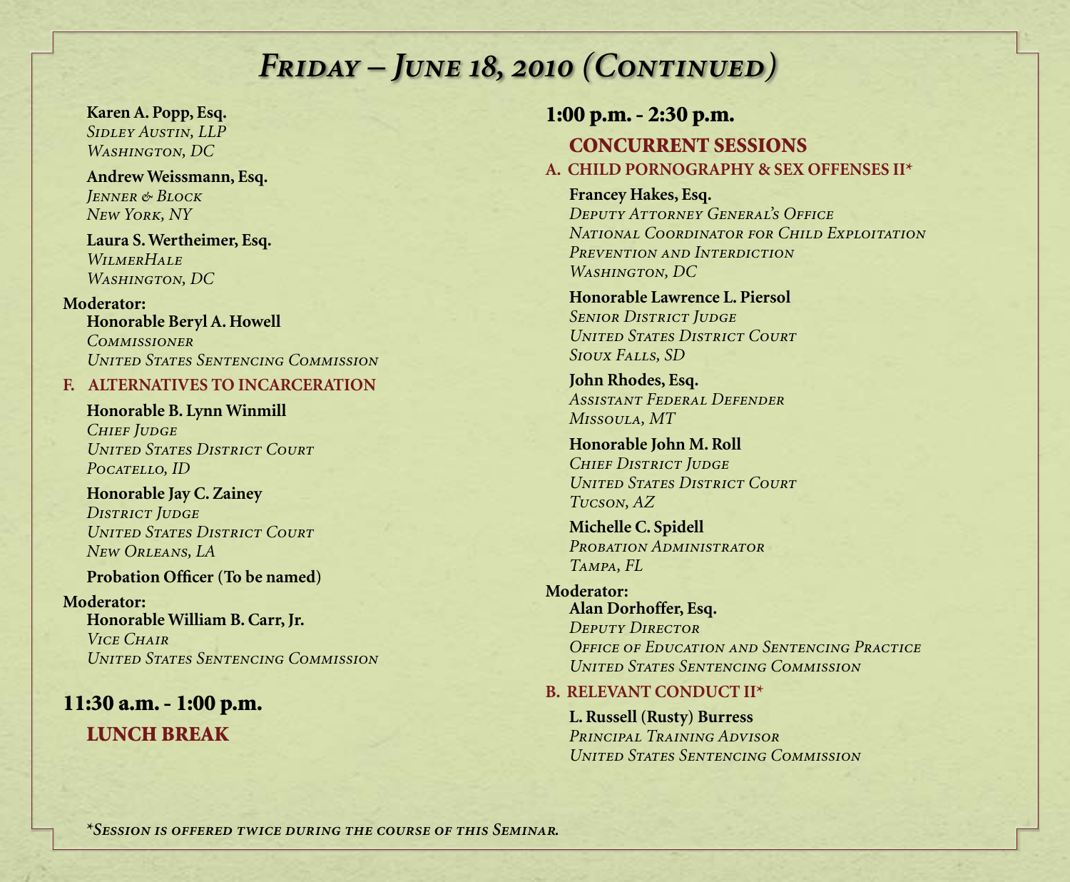# *Friday – June 18, 2010 (Continued)*

**Karen A. Popp, Esq.**
*Sidley Austin, LLP*
*Washington, DC*

**Andrew Weissmann, Esq.**
*Jenner & Block*
*New York, NY*

**Laura S. Wertheimer, Esq.**
*WilmerHale*
*Washington, DC*

**Moderator:**
**Honorable Beryl A. Howell**
*Commissioner*
*United States Sentencing Commission*

### F. ALTERNATIVES TO INCARCERATION

**Honorable B. Lynn Winmill**
*Chief Judge*
*United States District Court*
*Pocatello, ID*

**Honorable Jay C. Zainey**
*District Judge*
*United States District Court*
*New Orleans, LA*

**Probation Officer (To be named)**

**Moderator:**
**Honorable William B. Carr, Jr.**
*Vice Chair*
*United States Sentencing Commission*

## 11:30 a.m. - 1:00 p.m.

### LUNCH BREAK

## 1:00 p.m. - 2:30 p.m.

### CONCURRENT SESSIONS

### A. CHILD PORNOGRAPHY & SEX OFFENSES II*

**Francey Hakes, Esq.**
*Deputy Attorney General's Office*
*National Coordinator for Child Exploitation Prevention and Interdiction*
*Washington, DC*

**Honorable Lawrence L. Piersol**
*Senior District Judge*
*United States District Court*
*Sioux Falls, SD*

**John Rhodes, Esq.**
*Assistant Federal Defender*
*Missoula, MT*

**Honorable John M. Roll**
*Chief District Judge*
*United States District Court*
*Tucson, AZ*

**Michelle C. Spidell**
*Probation Administrator*
*Tampa, FL*

**Moderator:**
**Alan Dorhoffer, Esq.**
*Deputy Director*
*Office of Education and Sentencing Practice*
*United States Sentencing Commission*

### B. RELEVANT CONDUCT II*

**L. Russell (Rusty) Burress**
*Principal Training Advisor*
*United States Sentencing Commission*

*\*Session is offered twice during the course of this Seminar.*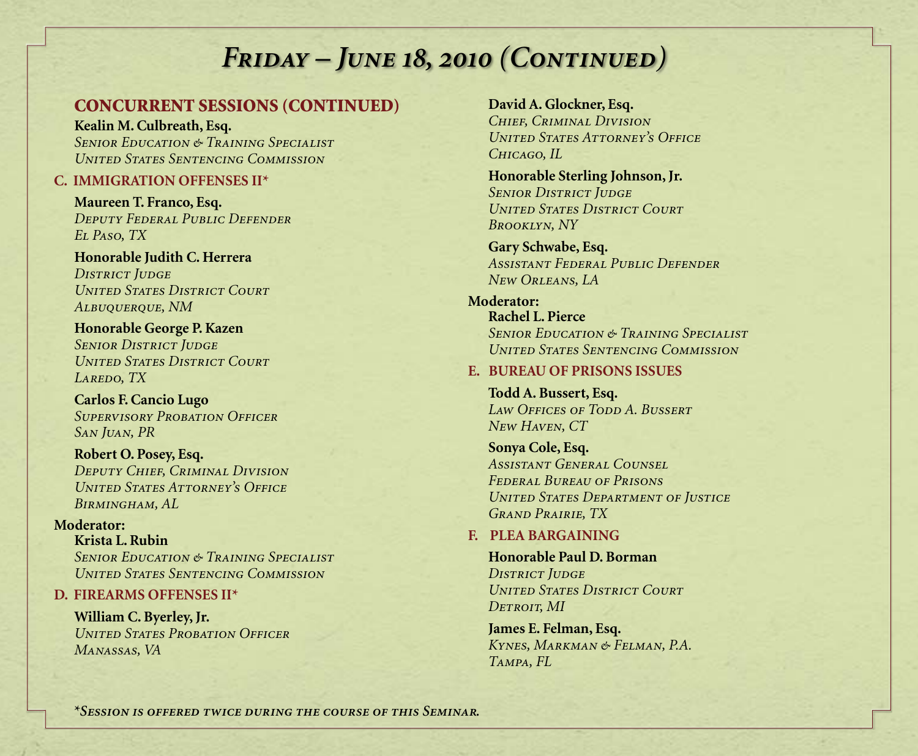# *Friday – June 18, 2010 (Continued)*

## CONCURRENT SESSIONS (CONTINUED)

**Kealin M. Culbreath, Esq.**
*Senior Education & Training Specialist*
*United States Sentencing Commission*

### C. IMMIGRATION OFFENSES II*

**Maureen T. Franco, Esq.**
*Deputy Federal Public Defender*
*El Paso, TX*

**Honorable Judith C. Herrera**
*District Judge*
*United States District Court*
*Albuquerque, NM*

**Honorable George P. Kazen**
*Senior District Judge*
*United States District Court*
*Laredo, TX*

**Carlos F. Cancio Lugo**
*Supervisory Probation Officer*
*San Juan, PR*

**Robert O. Posey, Esq.**
*Deputy Chief, Criminal Division*
*United States Attorney's Office*
*Birmingham, AL*

**Moderator:**
**Krista L. Rubin**
*Senior Education & Training Specialist*
*United States Sentencing Commission*

### D. FIREARMS OFFENSES II*

**William C. Byerley, Jr.**
*United States Probation Officer*
*Manassas, VA*

**David A. Glockner, Esq.**
*Chief, Criminal Division*
*United States Attorney's Office*
*Chicago, IL*

**Honorable Sterling Johnson, Jr.**
*Senior District Judge*
*United States District Court*
*Brooklyn, NY*

**Gary Schwabe, Esq.**
*Assistant Federal Public Defender*
*New Orleans, LA*

**Moderator:**
**Rachel L. Pierce**
*Senior Education & Training Specialist*
*United States Sentencing Commission*

### E. BUREAU OF PRISONS ISSUES

**Todd A. Bussert, Esq.**
*Law Offices of Todd A. Bussert*
*New Haven, CT*

**Sonya Cole, Esq.**
*Assistant General Counsel*
*Federal Bureau of Prisons*
*United States Department of Justice*
*Grand Prairie, TX*

### F. PLEA BARGAINING

**Honorable Paul D. Borman**
*District Judge*
*United States District Court*
*Detroit, MI*

**James E. Felman, Esq.**
*Kynes, Markman & Felman, P.A.*
*Tampa, FL*

*\*Session is offered twice during the course of this Seminar.*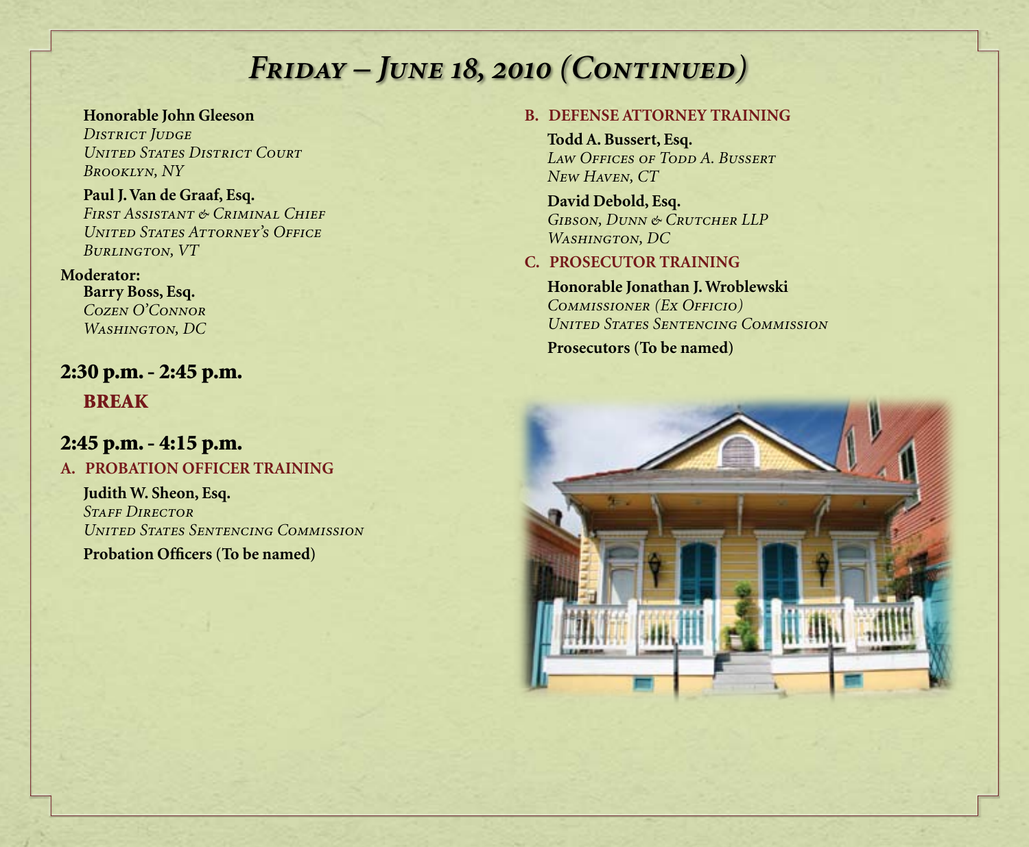# Friday – June 18, 2010 (Continued)

**Honorable John Gleeson**
*District Judge*
*United States District Court*
*Brooklyn, NY*

**Paul J. Van de Graaf, Esq.**
*First Assistant & Criminal Chief*
*United States Attorney's Office*
*Burlington, VT*

**Moderator:**
**Barry Boss, Esq.**
*Cozen O'Connor*
*Washington, DC*

## 2:30 p.m. - 2:45 p.m.

**BREAK**

## 2:45 p.m. - 4:15 p.m.

### A. PROBATION OFFICER TRAINING

**Judith W. Sheon, Esq.**
*Staff Director*
*United States Sentencing Commission*

**Probation Officers (To be named)**

### B. DEFENSE ATTORNEY TRAINING

**Todd A. Bussert, Esq.**
*Law Offices of Todd A. Bussert*
*New Haven, CT*

**David Debold, Esq.**
*Gibson, Dunn & Crutcher LLP*
*Washington, DC*

### C. PROSECUTOR TRAINING

**Honorable Jonathan J. Wroblewski**
*Commissioner (Ex Officio)*
*United States Sentencing Commission*

**Prosecutors (To be named)**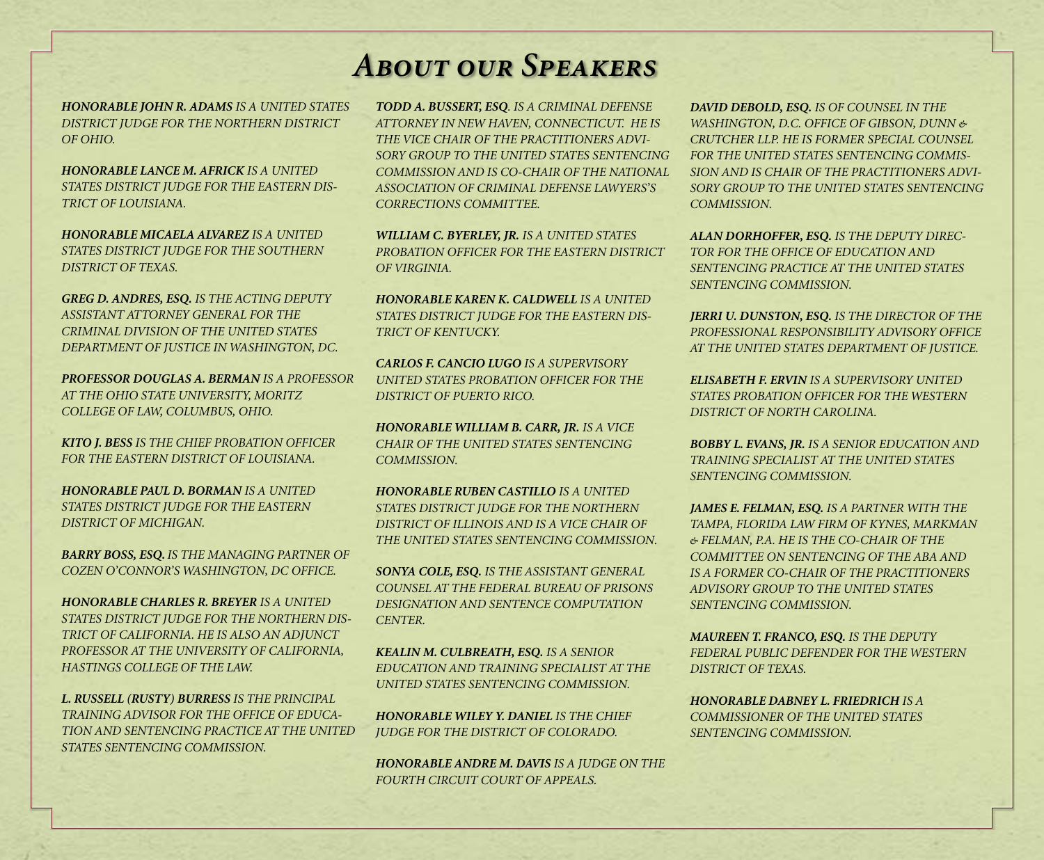# About our Speakers

***Honorable John R. Adams*** *is a United States District Judge for the Northern District of Ohio.*

***Honorable Lance M. Africk*** *is a United States District Judge for the Eastern District of Louisiana.*

***Honorable Micaela Alvarez*** *is a United States District Judge for the Southern District of Texas.*

***Greg D. Andres, Esq.*** *is the Acting Deputy Assistant Attorney General for the Criminal Division of the United States Department of Justice in Washington, DC.*

***Professor Douglas A. Berman*** *is a Professor at the Ohio State University, Moritz College of Law, Columbus, Ohio.*

***Kito J. Bess*** *is the Chief Probation Officer for the Eastern District of Louisiana.*

***Honorable Paul D. Borman*** *is a United States District Judge for the Eastern District of Michigan.*

***Barry Boss, Esq.*** *is the Managing Partner of Cozen O'Connor's Washington, DC office.*

***Honorable Charles R. Breyer*** *is a United States District Judge for the Northern District of California. He is also an Adjunct Professor at the University of California, Hastings College of the Law.*

***L. Russell (Rusty) Burress*** *is the Principal Training Advisor for the Office of Education and Sentencing Practice at the United States Sentencing Commission.*

***Todd A. Bussert, Esq.*** *is a criminal defense attorney in New Haven, Connecticut. He is the Vice Chair of the Practitioners Advisory Group to the United States Sentencing Commission and is co-chair of the National Association of Criminal Defense Lawyers's Corrections Committee.*

***William C. Byerley, Jr.*** *is a United States Probation Officer for the Eastern District of Virginia.*

***Honorable Karen K. Caldwell*** *is a United States District Judge for the Eastern District of Kentucky.*

***Carlos F. Cancio Lugo*** *is a Supervisory United States Probation Officer for the District of Puerto Rico.*

***Honorable William B. Carr, Jr.*** *is a Vice Chair of the United States Sentencing Commission.*

***Honorable Ruben Castillo*** *is a United States District Judge for the Northern District of Illinois and is a Vice Chair of the United States Sentencing Commission.*

***Sonya Cole, Esq.*** *is the Assistant General Counsel at the Federal Bureau of Prisons Designation and Sentence Computation Center.*

***Kealin M. Culbreath, Esq.*** *is a Senior Education and Training Specialist at the United States Sentencing Commission.*

***Honorable Wiley Y. Daniel*** *is the Chief Judge for the District of Colorado.*

***Honorable Andre M. Davis*** *is a Judge on the Fourth Circuit Court of Appeals.*

***David Debold, Esq.*** *is of counsel in the Washington, D.C. office of Gibson, Dunn & Crutcher LLP. He is former Special Counsel for the United States Sentencing Commission and is Chair of the Practitioners Advisory Group to the United States Sentencing Commission.*

***Alan Dorhoffer, Esq.*** *is the Deputy Director for the Office of Education and Sentencing Practice at the United States Sentencing Commission.*

***Jerri U. Dunston, Esq.*** *is the Director of the Professional Responsibility Advisory Office at the United States Department of Justice.*

***Elisabeth F. Ervin*** *is a Supervisory United States Probation Officer for the Western District of North Carolina.*

***Bobby L. Evans, Jr.*** *is a Senior Education and Training Specialist at the United States Sentencing Commission.*

***James E. Felman, Esq.*** *is a partner with the Tampa, Florida law firm of Kynes, Markman & Felman, P.A. He is the Co-Chair of the Committee on Sentencing of the ABA and is a former Co-Chair of the Practitioners Advisory Group to the United States Sentencing Commission.*

***Maureen T. Franco, Esq.*** *is the Deputy Federal Public Defender for the Western District of Texas.*

***Honorable Dabney L. Friedrich*** *is a Commissioner of the United States Sentencing Commission.*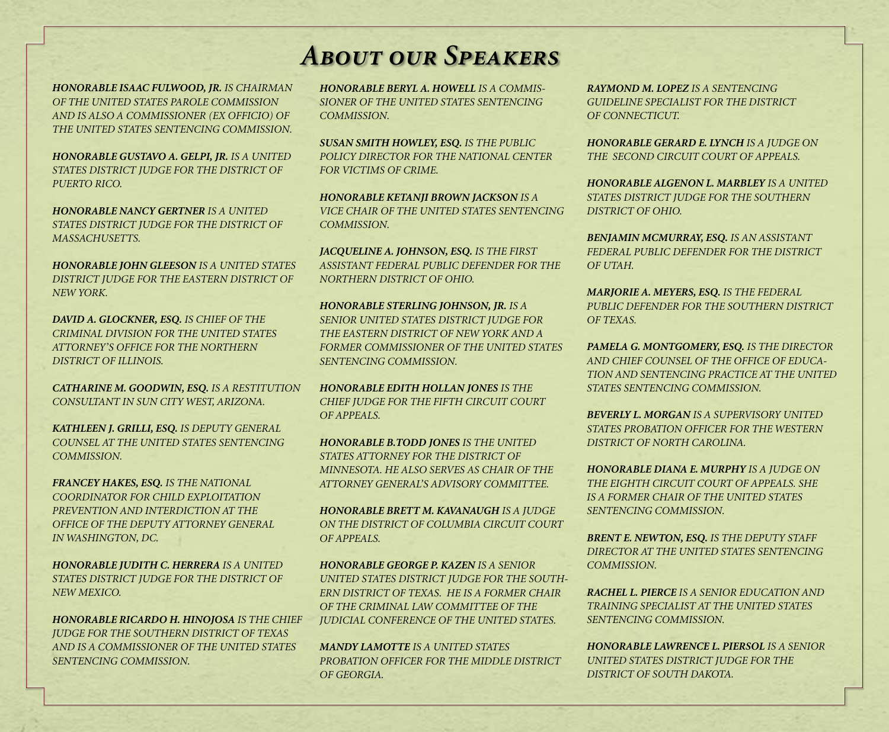# About our Speakers

***Honorable Isaac Fulwood, Jr.*** *is Chairman of the United States Parole Commission and is also a Commissioner (ex officio) of the United States Sentencing Commission.*

***Honorable Gustavo A. Gelpi, Jr.*** *is a United States District Judge for the District of Puerto Rico.*

***Honorable Nancy Gertner*** *is a United States District Judge for the District of Massachusetts.*

***Honorable John Gleeson*** *is a United States District Judge for the Eastern District of New York.*

***David A. Glockner, Esq.*** *is Chief of the Criminal Division for the United States Attorney's Office for the Northern District of Illinois.*

***Catharine M. Goodwin, Esq.*** *is a Restitution Consultant in Sun City West, Arizona.*

***Kathleen J. Grilli, Esq.*** *is Deputy General Counsel at the United States Sentencing Commission.*

***Francey Hakes, Esq.*** *is the National Coordinator for Child Exploitation Prevention and Interdiction at the Office of the Deputy Attorney General in Washington, DC.*

***Honorable Judith C. Herrera*** *is a United States District Judge for the District of New Mexico.*

***Honorable Ricardo H. Hinojosa*** *is the Chief Judge for the Southern District of Texas and is a Commissioner of the United States Sentencing Commission.*

***Honorable Beryl A. Howell*** *is a Commissioner of the United States Sentencing Commission.*

***Susan Smith Howley, Esq.*** *is the Public Policy Director for the National Center for Victims of Crime.*

***Honorable Ketanji Brown Jackson*** *is a Vice Chair of the United States Sentencing Commission.*

***Jacqueline A. Johnson, Esq.*** *is the First Assistant Federal Public Defender for the Northern District of Ohio.*

***Honorable Sterling Johnson, Jr.*** *is a Senior United States District Judge for the Eastern District of New York and a former Commissioner of the United States Sentencing Commission.*

***Honorable Edith Hollan Jones*** *is the Chief Judge for the Fifth Circuit Court of Appeals.*

***Honorable B.Todd Jones*** *is the United States Attorney for the District of Minnesota. He also serves as Chair of the Attorney General's Advisory Committee.*

***Honorable Brett M. Kavanaugh*** *is a Judge on the District of Columbia Circuit Court of Appeals.*

***Honorable George P. Kazen*** *is a Senior United States District Judge for the Southern District of Texas. He is a former Chair of the Criminal Law Committee of the Judicial Conference of the United States.*

***Mandy Lamotte*** *is a United States Probation Officer for the Middle District of Georgia.*

***Raymond M. Lopez*** *is a Sentencing Guideline Specialist for the District of Connecticut.*

***Honorable Gerard E. Lynch*** *is a Judge on the Second Circuit Court of Appeals.*

***Honorable Algenon L. Marbley*** *is a United States District Judge for the Southern District of Ohio.*

***Benjamin McMurray, Esq.*** *is an Assistant Federal Public Defender for the District of Utah.*

***Marjorie A. Meyers, Esq.*** *is the Federal Public Defender for the Southern District of Texas.*

***Pamela G. Montgomery, Esq.*** *is the Director and Chief Counsel of the Office of Education and Sentencing Practice at the United States Sentencing Commission.*

***Beverly L. Morgan*** *is a Supervisory United States Probation Officer for the Western District of North Carolina.*

***Honorable Diana E. Murphy*** *is a Judge on the Eighth Circuit Court of Appeals. She is a former Chair of the United States Sentencing Commission.*

***Brent E. Newton, Esq.*** *is the Deputy Staff Director at the United States Sentencing Commission.*

***Rachel L. Pierce*** *is a Senior Education and Training Specialist at the United States Sentencing Commission.*

***Honorable Lawrence L. Piersol*** *is a Senior United States District Judge for the District of South Dakota.*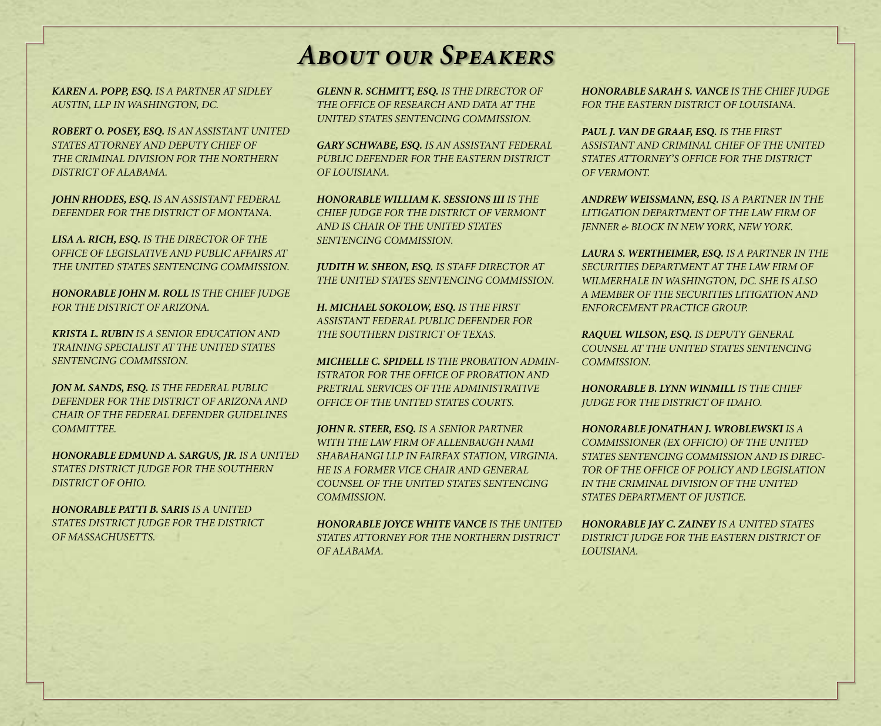# About our Speakers

***Karen A. Popp, Esq.*** *is a partner at Sidley Austin, LLP in Washington, DC.*

***Robert O. Posey, Esq.*** *is an Assistant United States Attorney and Deputy Chief of the Criminal Division for the Northern District of Alabama.*

***John Rhodes, Esq.*** *is an Assistant Federal Defender for the District of Montana.*

***Lisa A. Rich, Esq.*** *is the Director of the Office of Legislative and Public Affairs at the United States Sentencing Commission.*

***Honorable John M. Roll*** *is the Chief Judge for the District of Arizona.*

***Krista L. Rubin*** *is a Senior Education and Training Specialist at the United States Sentencing Commission.*

***Jon M. Sands, Esq.*** *is the Federal Public Defender for the District of Arizona and Chair of the Federal Defender Guidelines Committee.*

***Honorable Edmund A. Sargus, Jr.*** *is a United States District Judge for the Southern District of Ohio.*

***Honorable Patti B. Saris*** *is a United States District Judge for the District of Massachusetts.*

***Glenn R. Schmitt, Esq.*** *is the Director of the Office of Research and Data at the United States Sentencing Commission.*

***Gary Schwabe, Esq.*** *is an Assistant Federal Public Defender for the Eastern District of Louisiana.*

***Honorable William K. Sessions III*** *is the Chief Judge for the District of Vermont and is Chair of the United States Sentencing Commission.*

***Judith W. Sheon, Esq.*** *is Staff Director at the United States Sentencing Commission.*

***H. Michael Sokolow, Esq.*** *is the First Assistant Federal Public Defender for the Southern District of Texas.*

***Michelle C. Spidell*** *is the Probation Administrator for the Office of Probation and Pretrial Services of the Administrative Office of the United States Courts.*

***John R. Steer, Esq.*** *is a Senior Partner with the law firm of Allenbaugh Nami Shabahangi LLP in Fairfax Station, Virginia. He is a former Vice Chair and General Counsel of the United States Sentencing Commission.*

***Honorable Joyce White Vance*** *is the United States Attorney for the Northern District of Alabama.*

***Honorable Sarah S. Vance*** *is the Chief Judge for the Eastern District of Louisiana.*

***Paul J. Van de Graaf, Esq.*** *is the First Assistant and Criminal Chief of the United States Attorney's Office for the District of Vermont.*

***Andrew Weissmann, Esq.*** *is a partner in the Litigation Department of the law firm of Jenner & Block in New York, New York.*

***Laura S. Wertheimer, Esq.*** *is a partner in the Securities Department at the law firm of WilmerHale in Washington, DC. She is also a member of the Securities Litigation and Enforcement Practice Group.*

***Raquel Wilson, Esq.*** *is Deputy General Counsel at the United States Sentencing Commission.*

***Honorable B. Lynn Winmill*** *is the Chief Judge for the District of Idaho.*

***Honorable Jonathan J. Wroblewski*** *is a Commissioner (ex officio) of the United States Sentencing Commission and is Director of the Office of Policy and Legislation in the Criminal Division of the United States Department of Justice.*

***Honorable Jay C. Zainey*** *is a United States District Judge for the Eastern District of Louisiana.*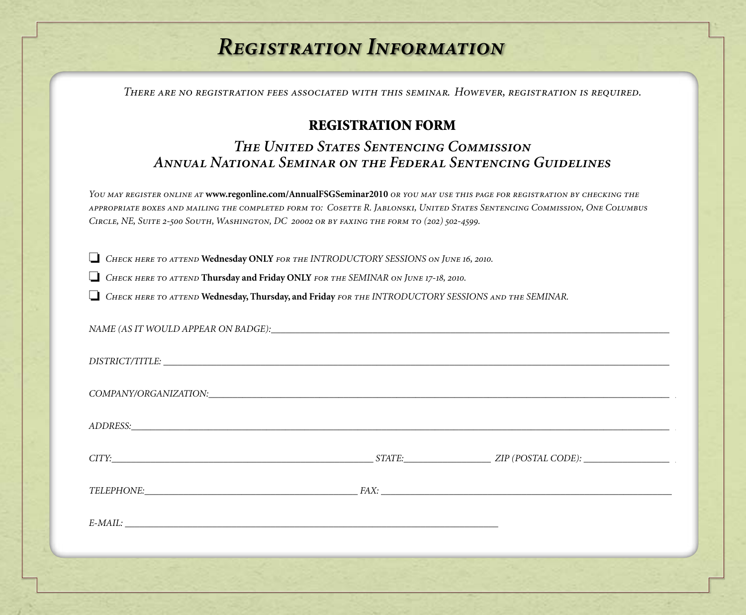# *Registration Information*

*There are no registration fees associated with this seminar. However, registration is required.*

## REGISTRATION FORM

### *The United States Sentencing Commission*
### *Annual National Seminar on the Federal Sentencing Guidelines*

*You may register online at* **www.regonline.com/AnnualFSGSeminar2010** *or you may use this page for registration by checking the appropriate boxes and mailing the completed form to: Cosette R. Jablonski, United States Sentencing Commission, One Columbus Circle, NE, Suite 2-500 South, Washington, DC 20002 or by faxing the form to (202) 502-4599.*

- ❑ *Check here to attend* **Wednesday ONLY** *for the INTRODUCTORY SESSIONS on June 16, 2010.*
- ❑ *Check here to attend* **Thursday and Friday ONLY** *for the SEMINAR on June 17-18, 2010.*
- ❑ *Check here to attend* **Wednesday, Thursday, and Friday** *for the INTRODUCTORY SESSIONS and the SEMINAR.*

*NAME (AS IT WOULD APPEAR ON BADGE):*______________________________________________

*DISTRICT/TITLE:* ______________________________________________

*COMPANY/ORGANIZATION:*______________________________________________

*ADDRESS:*______________________________________________

*CITY:*______________________ *STATE:*__________ *ZIP (POSTAL CODE):* __________

*TELEPHONE:*______________________ *FAX:* ______________________

*E-MAIL:* ______________________________________________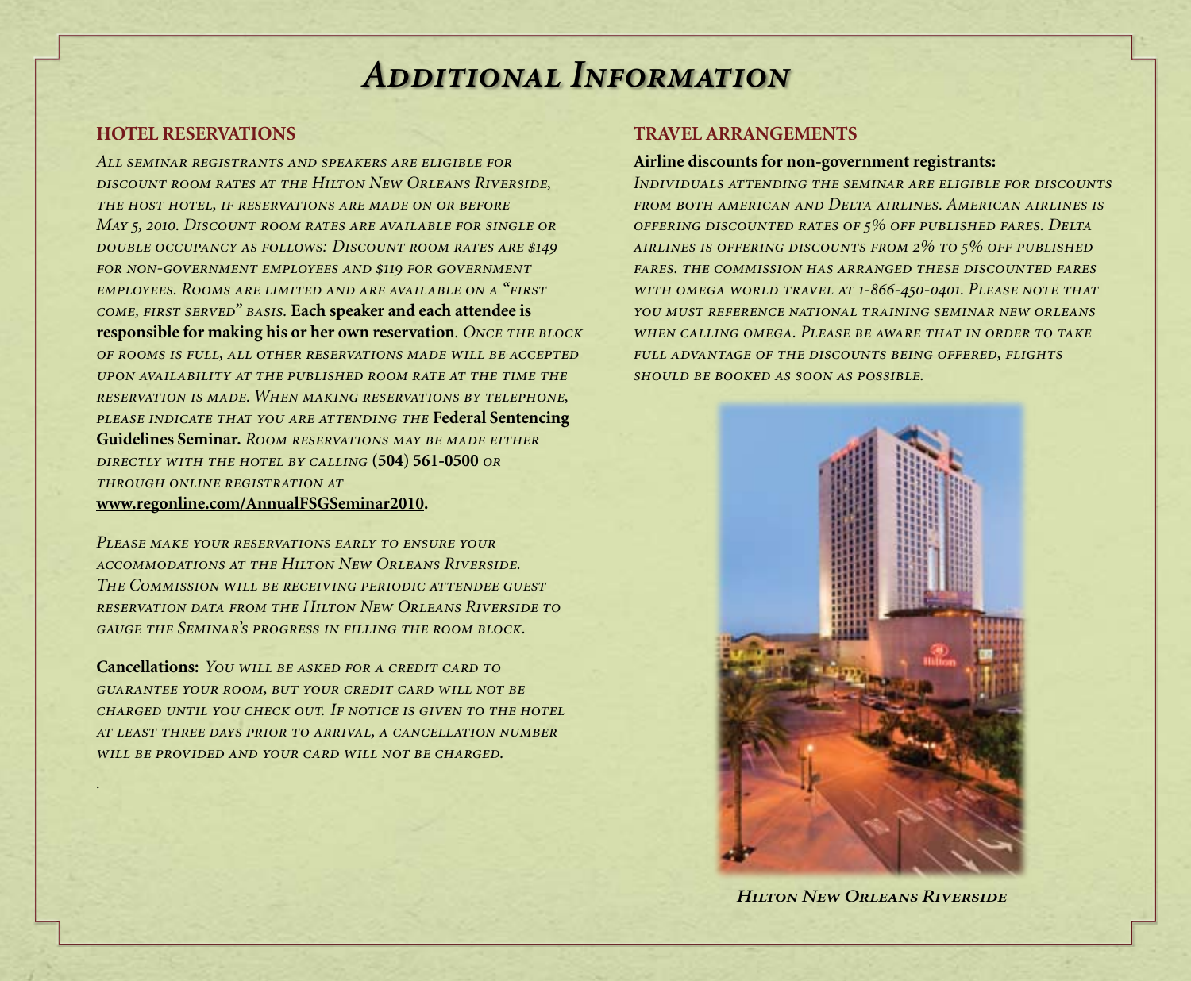# *Additional Information*

## HOTEL RESERVATIONS

*All seminar registrants and speakers are eligible for discount room rates at the Hilton New Orleans Riverside, the host hotel, if reservations are made on or before May 5, 2010. Discount room rates are available for single or double occupancy as follows: Discount room rates are $149 for non-government employees and $119 for government employees. Rooms are limited and are available on a "first come, first served" basis.* **Each speaker and each attendee is responsible for making his or her own reservation**. *Once the block of rooms is full, all other reservations made will be accepted upon availability at the published room rate at the time the reservation is made. When making reservations by telephone, please indicate that you are attending the* **Federal Sentencing Guidelines Seminar.** *Room reservations may be made either directly with the hotel by calling* **(504) 561-0500** *or through online registration at* **www.regonline.com/AnnualFSGSeminar2010**.

*Please make your reservations early to ensure your accommodations at the Hilton New Orleans Riverside. The Commission will be receiving periodic attendee guest reservation data from the Hilton New Orleans Riverside to gauge the Seminar's progress in filling the room block.*

**Cancellations:** *You will be asked for a credit card to guarantee your room, but your credit card will not be charged until you check out. If notice is given to the hotel at least three days prior to arrival, a cancellation number will be provided and your card will not be charged.*

## TRAVEL ARRANGEMENTS

**Airline discounts for non-government registrants:**

*Individuals attending the seminar are eligible for discounts from both American and Delta airlines. American airlines is offering discounted rates of 5% off published fares. Delta airlines is offering discounts from 2% to 5% off published fares. The commission has arranged these discounted fares with Omega World Travel at 1-866-450-0401. Please note that you must reference National Training Seminar New Orleans when calling Omega. Please be aware that in order to take full advantage of the discounts being offered, flights should be booked as soon as possible.*

***Hilton New Orleans Riverside***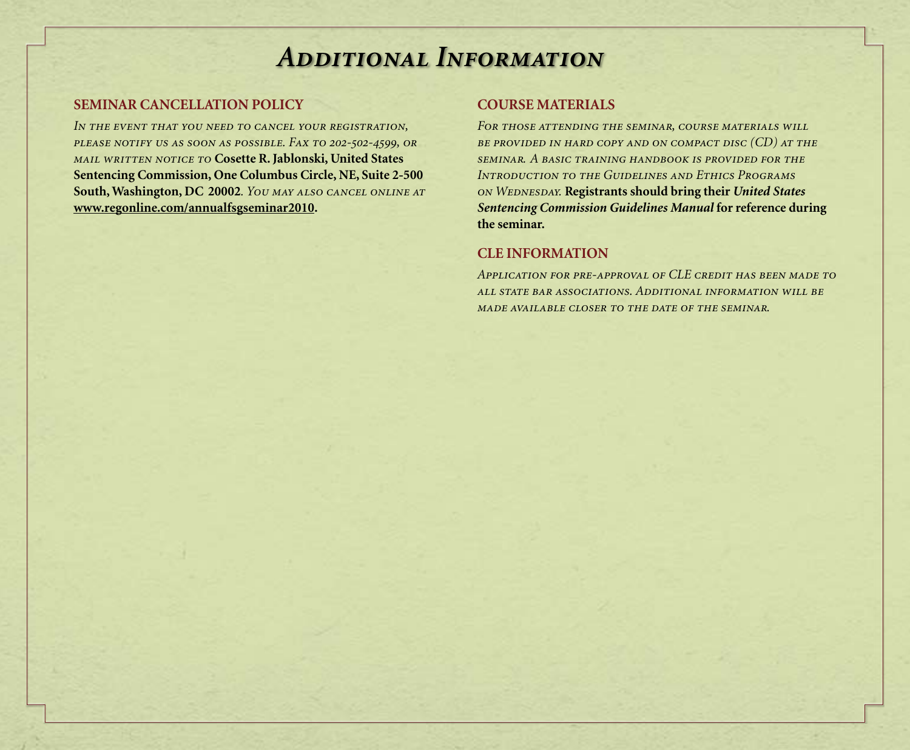# *Additional Information*

## SEMINAR CANCELLATION POLICY

*In the event that you need to cancel your registration, please notify us as soon as possible. Fax to 202-502-4599, or mail written notice to* **Cosette R. Jablonski, United States Sentencing Commission, One Columbus Circle, NE, Suite 2-500 South, Washington, DC 20002***. You may also cancel online at* **www.regonline.com/annualfsgseminar2010.**

## COURSE MATERIALS

*For those attending the seminar, course materials will be provided in hard copy and on compact disc (CD) at the seminar. A basic training handbook is provided for the Introduction to the Guidelines and Ethics Programs on Wednesday.* **Registrants should bring their *United States Sentencing Commission Guidelines Manual* for reference during the seminar.**

## CLE INFORMATION

*Application for pre-approval of CLE credit has been made to all state bar associations. Additional information will be made available closer to the date of the seminar.*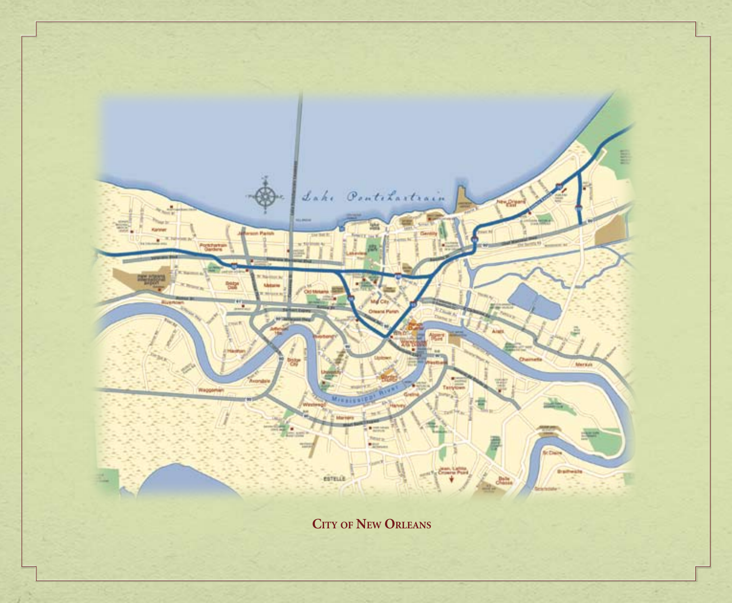City of New Orleans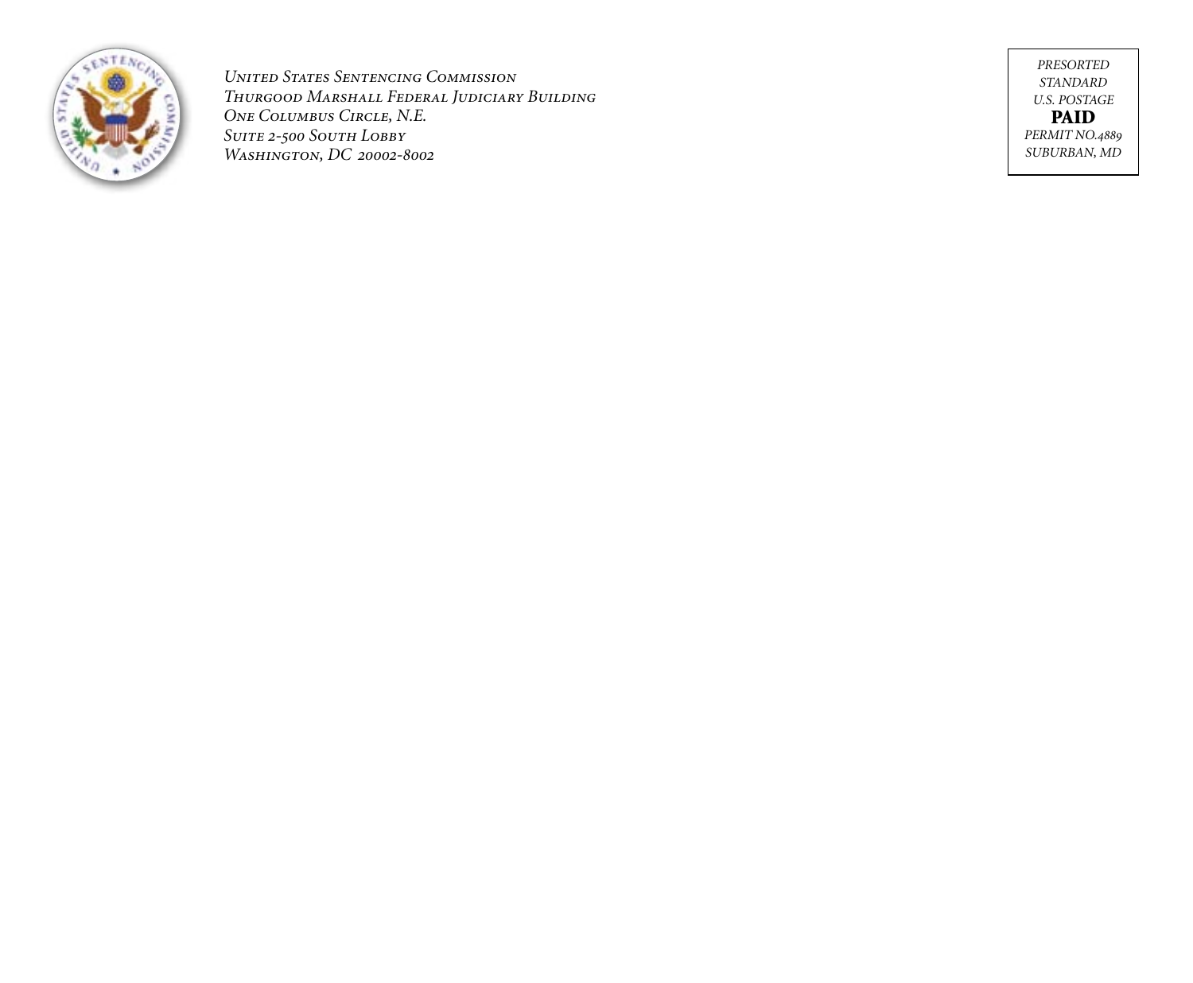*United States Sentencing Commission*
*Thurgood Marshall Federal Judiciary Building*
*One Columbus Circle, N.E.*
*Suite 2-500 South Lobby*
*Washington, DC 20002-8002*

*PRESORTED*
*STANDARD*
*U.S. POSTAGE*
**PAID**
*PERMIT NO.4889*
*SUBURBAN, MD*